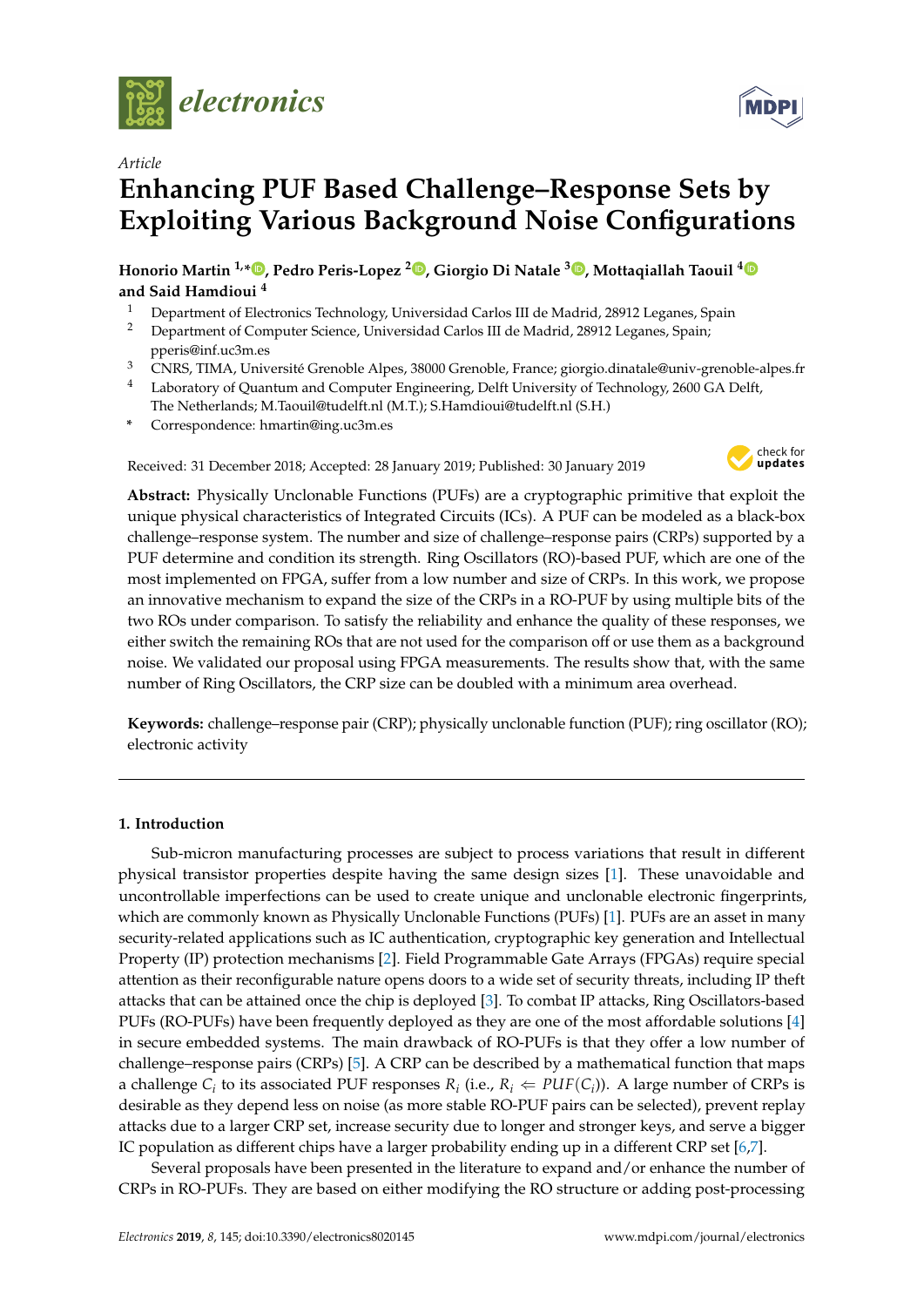*Article*

# Enhancing PUF Based Challenge–Response Sets by Exploiting Various Background Noise Configurations

**Honorio Martin [1,*], Pedro Peris-Lopez [2], Giorgio Di Natale [3], Mottaqiallah Taouil [4] and Said Hamdioui [4]**

1. Department of Electronics Technology, Universidad Carlos III de Madrid, 28912 Leganes, Spain
2. Department of Computer Science, Universidad Carlos III de Madrid, 28912 Leganes, Spain; pperis@inf.uc3m.es
3. CNRS, TIMA, Université Grenoble Alpes, 38000 Grenoble, France; giorgio.dinatale@univ-grenoble-alpes.fr
4. Laboratory of Quantum and Computer Engineering, Delft University of Technology, 2600 GA Delft, The Netherlands; M.Taouil@tudelft.nl (M.T.); S.Hamdioui@tudelft.nl (S.H.)

\* Correspondence: hmartin@ing.uc3m.es

Received: 31 December 2018; Accepted: 28 January 2019; Published: 30 January 2019

**Abstract:** Physically Unclonable Functions (PUFs) are a cryptographic primitive that exploit the unique physical characteristics of Integrated Circuits (ICs). A PUF can be modeled as a black-box challenge–response system. The number and size of challenge–response pairs (CRPs) supported by a PUF determine and condition its strength. Ring Oscillators (RO)-based PUF, which are one of the most implemented on FPGA, suffer from a low number and size of CRPs. In this work, we propose an innovative mechanism to expand the size of the CRPs in a RO-PUF by using multiple bits of the two ROs under comparison. To satisfy the reliability and enhance the quality of these responses, we either switch the remaining ROs that are not used for the comparison off or use them as a background noise. We validated our proposal using FPGA measurements. The results show that, with the same number of Ring Oscillators, the CRP size can be doubled with a minimum area overhead.

**Keywords:** challenge–response pair (CRP); physically unclonable function (PUF); ring oscillator (RO); electronic activity

## 1. Introduction

Sub-micron manufacturing processes are subject to process variations that result in different physical transistor properties despite having the same design sizes [1]. These unavoidable and uncontrollable imperfections can be used to create unique and unclonable electronic fingerprints, which are commonly known as Physically Unclonable Functions (PUFs) [1]. PUFs are an asset in many security-related applications such as IC authentication, cryptographic key generation and Intellectual Property (IP) protection mechanisms [2]. Field Programmable Gate Arrays (FPGAs) require special attention as their reconfigurable nature opens doors to a wide set of security threats, including IP theft attacks that can be attained once the chip is deployed [3]. To combat IP attacks, Ring Oscillators-based PUFs (RO-PUFs) have been frequently deployed as they are one of the most affordable solutions [4] in secure embedded systems. The main drawback of RO-PUFs is that they offer a low number of challenge–response pairs (CRPs) [5]. A CRP can be described by a mathematical function that maps a challenge $C_i$ to its associated PUF responses $R_i$ (i.e., $R_i \Leftarrow PUF(C_i)$). A large number of CRPs is desirable as they depend less on noise (as more stable RO-PUF pairs can be selected), prevent replay attacks due to a larger CRP set, increase security due to longer and stronger keys, and serve a bigger IC population as different chips have a larger probability ending up in a different CRP set [6,7].

Several proposals have been presented in the literature to expand and/or enhance the number of CRPs in RO-PUFs. They are based on either modifying the RO structure or adding post-processing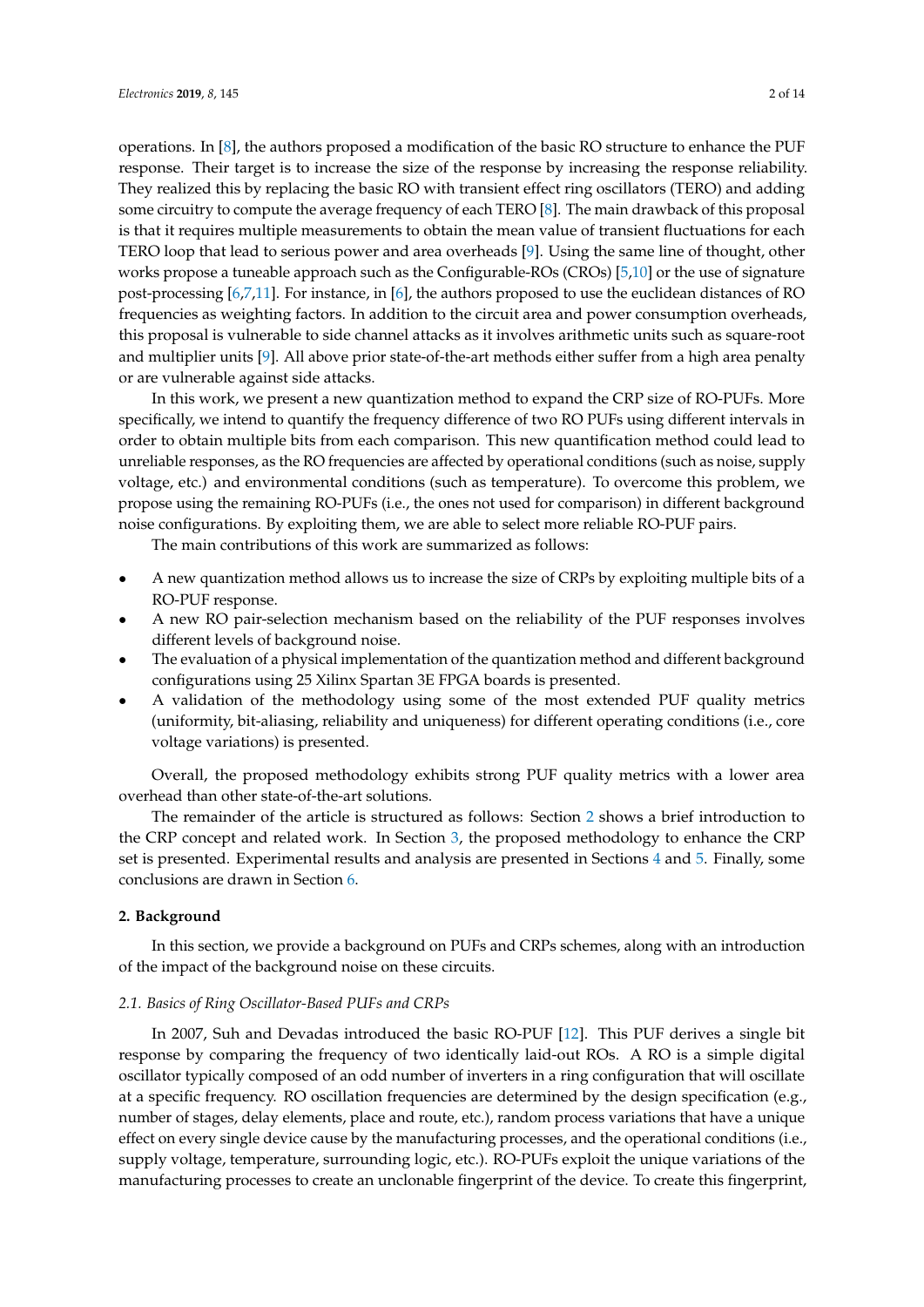operations. In [8], the authors proposed a modification of the basic RO structure to enhance the PUF response. Their target is to increase the size of the response by increasing the response reliability. They realized this by replacing the basic RO with transient effect ring oscillators (TERO) and adding some circuitry to compute the average frequency of each TERO [8]. The main drawback of this proposal is that it requires multiple measurements to obtain the mean value of transient fluctuations for each TERO loop that lead to serious power and area overheads [9]. Using the same line of thought, other works propose a tuneable approach such as the Configurable-ROs (CROs) [5,10] or the use of signature post-processing [6,7,11]. For instance, in [6], the authors proposed to use the euclidean distances of RO frequencies as weighting factors. In addition to the circuit area and power consumption overheads, this proposal is vulnerable to side channel attacks as it involves arithmetic units such as square-root and multiplier units [9]. All above prior state-of-the-art methods either suffer from a high area penalty or are vulnerable against side attacks.

In this work, we present a new quantization method to expand the CRP size of RO-PUFs. More specifically, we intend to quantify the frequency difference of two RO PUFs using different intervals in order to obtain multiple bits from each comparison. This new quantification method could lead to unreliable responses, as the RO frequencies are affected by operational conditions (such as noise, supply voltage, etc.) and environmental conditions (such as temperature). To overcome this problem, we propose using the remaining RO-PUFs (i.e., the ones not used for comparison) in different background noise configurations. By exploiting them, we are able to select more reliable RO-PUF pairs.

The main contributions of this work are summarized as follows:

- A new quantization method allows us to increase the size of CRPs by exploiting multiple bits of a RO-PUF response.
- A new RO pair-selection mechanism based on the reliability of the PUF responses involves different levels of background noise.
- The evaluation of a physical implementation of the quantization method and different background configurations using 25 Xilinx Spartan 3E FPGA boards is presented.
- A validation of the methodology using some of the most extended PUF quality metrics (uniformity, bit-aliasing, reliability and uniqueness) for different operating conditions (i.e., core voltage variations) is presented.

Overall, the proposed methodology exhibits strong PUF quality metrics with a lower area overhead than other state-of-the-art solutions.

The remainder of the article is structured as follows: Section 2 shows a brief introduction to the CRP concept and related work. In Section 3, the proposed methodology to enhance the CRP set is presented. Experimental results and analysis are presented in Sections 4 and 5. Finally, some conclusions are drawn in Section 6.

## 2. Background

In this section, we provide a background on PUFs and CRPs schemes, along with an introduction of the impact of the background noise on these circuits.

### *2.1. Basics of Ring Oscillator-Based PUFs and CRPs*

In 2007, Suh and Devadas introduced the basic RO-PUF [12]. This PUF derives a single bit response by comparing the frequency of two identically laid-out ROs. A RO is a simple digital oscillator typically composed of an odd number of inverters in a ring configuration that will oscillate at a specific frequency. RO oscillation frequencies are determined by the design specification (e.g., number of stages, delay elements, place and route, etc.), random process variations that have a unique effect on every single device cause by the manufacturing processes, and the operational conditions (i.e., supply voltage, temperature, surrounding logic, etc.). RO-PUFs exploit the unique variations of the manufacturing processes to create an unclonable fingerprint of the device. To create this fingerprint,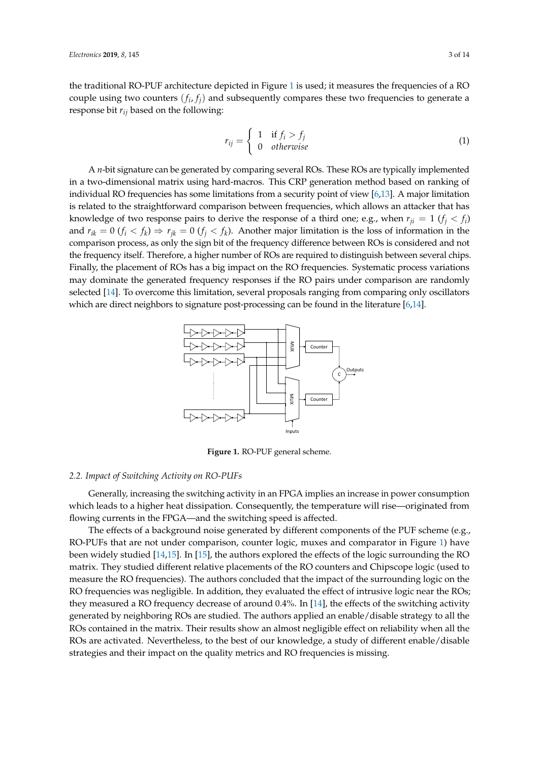the traditional RO-PUF architecture depicted in Figure 1 is used; it measures the frequencies of a RO couple using two counters $(f_i, f_j)$ and subsequently compares these two frequencies to generate a response bit $r_{ij}$ based on the following:

$$r_{ij} = \begin{cases} 1 & \text{if } f_i > f_j \\ 0 & \textit{otherwise} \end{cases} \tag{1}$$

A $n$-bit signature can be generated by comparing several ROs. These ROs are typically implemented in a two-dimensional matrix using hard-macros. This CRP generation method based on ranking of individual RO frequencies has some limitations from a security point of view [6,13]. A major limitation is related to the straightforward comparison between frequencies, which allows an attacker that has knowledge of two response pairs to derive the response of a third one; e.g., when $r_{ji} = 1$ $(f_j < f_i)$ and $r_{ik} = 0$ $(f_i < f_k) \Rightarrow r_{jk} = 0$ $(f_j < f_k)$. Another major limitation is the loss of information in the comparison process, as only the sign bit of the frequency difference between ROs is considered and not the frequency itself. Therefore, a higher number of ROs are required to distinguish between several chips. Finally, the placement of ROs has a big impact on the RO frequencies. Systematic process variations may dominate the generated frequency responses if the RO pairs under comparison are randomly selected [14]. To overcome this limitation, several proposals ranging from comparing only oscillators which are direct neighbors to signature post-processing can be found in the literature [6,14].

**Figure 1.** RO-PUF general scheme.

### 2.2. Impact of Switching Activity on RO-PUFs

Generally, increasing the switching activity in an FPGA implies an increase in power consumption which leads to a higher heat dissipation. Consequently, the temperature will rise—originated from flowing currents in the FPGA—and the switching speed is affected.

The effects of a background noise generated by different components of the PUF scheme (e.g., RO-PUFs that are not under comparison, counter logic, muxes and comparator in Figure 1) have been widely studied [14,15]. In [15], the authors explored the effects of the logic surrounding the RO matrix. They studied different relative placements of the RO counters and Chipscope logic (used to measure the RO frequencies). The authors concluded that the impact of the surrounding logic on the RO frequencies was negligible. In addition, they evaluated the effect of intrusive logic near the ROs; they measured a RO frequency decrease of around 0.4%. In [14], the effects of the switching activity generated by neighboring ROs are studied. The authors applied an enable/disable strategy to all the ROs contained in the matrix. Their results show an almost negligible effect on reliability when all the ROs are activated. Nevertheless, to the best of our knowledge, a study of different enable/disable strategies and their impact on the quality metrics and RO frequencies is missing.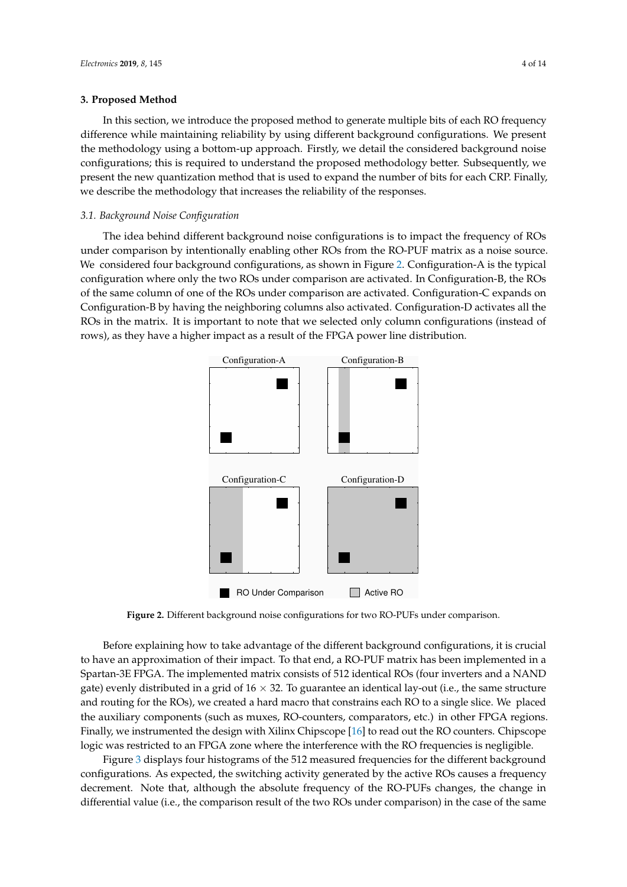## 3. Proposed Method

In this section, we introduce the proposed method to generate multiple bits of each RO frequency difference while maintaining reliability by using different background configurations. We present the methodology using a bottom-up approach. Firstly, we detail the considered background noise configurations; this is required to understand the proposed methodology better. Subsequently, we present the new quantization method that is used to expand the number of bits for each CRP. Finally, we describe the methodology that increases the reliability of the responses.

### 3.1. Background Noise Configuration

The idea behind different background noise configurations is to impact the frequency of ROs under comparison by intentionally enabling other ROs from the RO-PUF matrix as a noise source. We considered four background configurations, as shown in Figure 2. Configuration-A is the typical configuration where only the two ROs under comparison are activated. In Configuration-B, the ROs of the same column of one of the ROs under comparison are activated. Configuration-C expands on Configuration-B by having the neighboring columns also activated. Configuration-D activates all the ROs in the matrix. It is important to note that we selected only column configurations (instead of rows), as they have a higher impact as a result of the FPGA power line distribution.

Configuration-A Configuration-B Configuration-C Configuration-D

RO Under Comparison Active RO

**Figure 2.** Different background noise configurations for two RO-PUFs under comparison.

Before explaining how to take advantage of the different background configurations, it is crucial to have an approximation of their impact. To that end, a RO-PUF matrix has been implemented in a Spartan-3E FPGA. The implemented matrix consists of 512 identical ROs (four inverters and a NAND gate) evenly distributed in a grid of 16 × 32. To guarantee an identical lay-out (i.e., the same structure and routing for the ROs), we created a hard macro that constrains each RO to a single slice. We placed the auxiliary components (such as muxes, RO-counters, comparators, etc.) in other FPGA regions. Finally, we instrumented the design with Xilinx Chipscope [16] to read out the RO counters. Chipscope logic was restricted to an FPGA zone where the interference with the RO frequencies is negligible.

Figure 3 displays four histograms of the 512 measured frequencies for the different background configurations. As expected, the switching activity generated by the active ROs causes a frequency decrement. Note that, although the absolute frequency of the RO-PUFs changes, the change in differential value (i.e., the comparison result of the two ROs under comparison) in the case of the same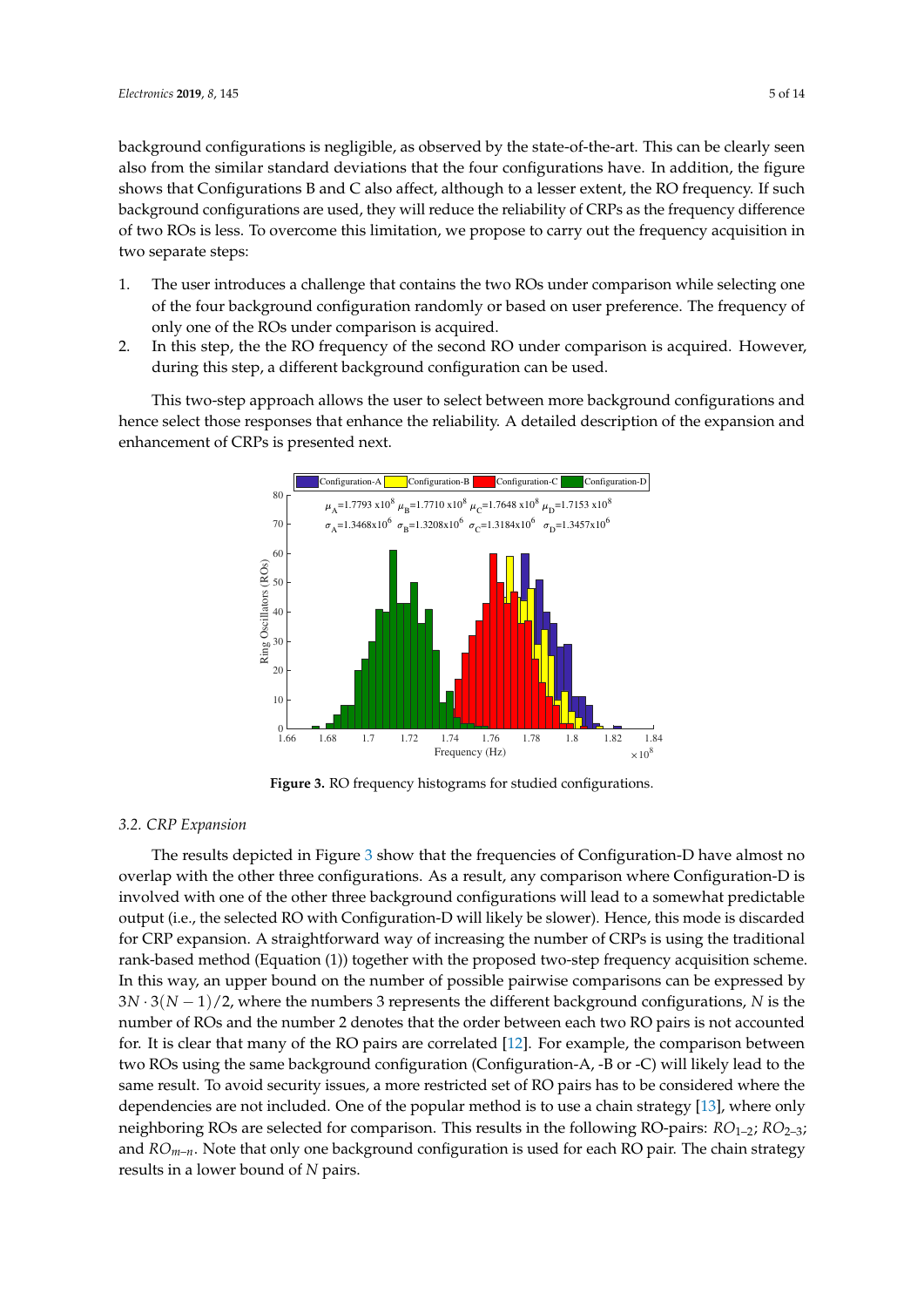background configurations is negligible, as observed by the state-of-the-art. This can be clearly seen also from the similar standard deviations that the four configurations have. In addition, the figure shows that Configurations B and C also affect, although to a lesser extent, the RO frequency. If such background configurations are used, they will reduce the reliability of CRPs as the frequency difference of two ROs is less. To overcome this limitation, we propose to carry out the frequency acquisition in two separate steps:

1. The user introduces a challenge that contains the two ROs under comparison while selecting one of the four background configuration randomly or based on user preference. The frequency of only one of the ROs under comparison is acquired.
2. In this step, the the RO frequency of the second RO under comparison is acquired. However, during this step, a different background configuration can be used.

This two-step approach allows the user to select between more background configurations and hence select those responses that enhance the reliability. A detailed description of the expansion and enhancement of CRPs is presented next.

**Figure 3.** RO frequency histograms for studied configurations.

### 3.2. CRP Expansion

The results depicted in Figure 3 show that the frequencies of Configuration-D have almost no overlap with the other three configurations. As a result, any comparison where Configuration-D is involved with one of the other three background configurations will lead to a somewhat predictable output (i.e., the selected RO with Configuration-D will likely be slower). Hence, this mode is discarded for CRP expansion. A straightforward way of increasing the number of CRPs is using the traditional rank-based method (Equation (1)) together with the proposed two-step frequency acquisition scheme. In this way, an upper bound on the number of possible pairwise comparisons can be expressed by $3N \cdot 3(N-1)/2$, where the numbers 3 represents the different background configurations, $N$ is the number of ROs and the number 2 denotes that the order between each two RO pairs is not accounted for. It is clear that many of the RO pairs are correlated [12]. For example, the comparison between two ROs using the same background configuration (Configuration-A, -B or -C) will likely lead to the same result. To avoid security issues, a more restricted set of RO pairs has to be considered where the dependencies are not included. One of the popular method is to use a chain strategy [13], where only neighboring ROs are selected for comparison. This results in the following RO-pairs: $RO_{1\text{–}2}$; $RO_{2\text{–}3}$; and $RO_{m\text{–}n}$. Note that only one background configuration is used for each RO pair. The chain strategy results in a lower bound of $N$ pairs.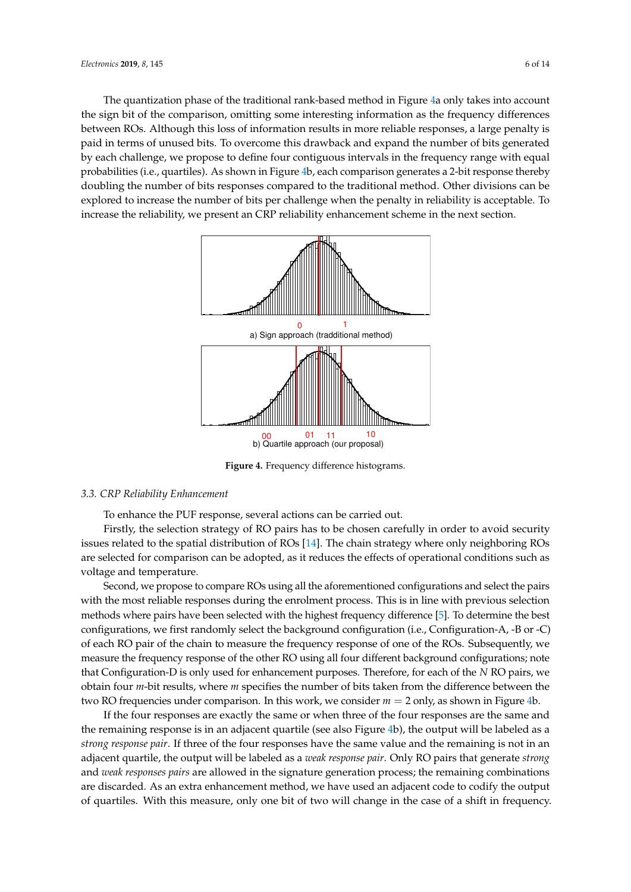The quantization phase of the traditional rank-based method in Figure 4a only takes into account the sign bit of the comparison, omitting some interesting information as the frequency differences between ROs. Although this loss of information results in more reliable responses, a large penalty is paid in terms of unused bits. To overcome this drawback and expand the number of bits generated by each challenge, we propose to define four contiguous intervals in the frequency range with equal probabilities (i.e., quartiles). As shown in Figure 4b, each comparison generates a 2-bit response thereby doubling the number of bits responses compared to the traditional method. Other divisions can be explored to increase the number of bits per challenge when the penalty in reliability is acceptable. To increase the reliability, we present an CRP reliability enhancement scheme in the next section.

0 1

a) Sign approach (tradditional method)

00 01 11 10

b) Quartile approach (our proposal)

**Figure 4.** Frequency difference histograms.

### 3.3. CRP Reliability Enhancement

To enhance the PUF response, several actions can be carried out.

Firstly, the selection strategy of RO pairs has to be chosen carefully in order to avoid security issues related to the spatial distribution of ROs [14]. The chain strategy where only neighboring ROs are selected for comparison can be adopted, as it reduces the effects of operational conditions such as voltage and temperature.

Second, we propose to compare ROs using all the aforementioned configurations and select the pairs with the most reliable responses during the enrolment process. This is in line with previous selection methods where pairs have been selected with the highest frequency difference [5]. To determine the best configurations, we first randomly select the background configuration (i.e., Configuration-A, -B or -C) of each RO pair of the chain to measure the frequency response of one of the ROs. Subsequently, we measure the frequency response of the other RO using all four different background configurations; note that Configuration-D is only used for enhancement purposes. Therefore, for each of the $N$ RO pairs, we obtain four $m$-bit results, where $m$ specifies the number of bits taken from the difference between the two RO frequencies under comparison. In this work, we consider $m = 2$ only, as shown in Figure 4b.

If the four responses are exactly the same or when three of the four responses are the same and the remaining response is in an adjacent quartile (see also Figure 4b), the output will be labeled as a *strong response pair*. If three of the four responses have the same value and the remaining is not in an adjacent quartile, the output will be labeled as a *weak response pair*. Only RO pairs that generate *strong* and *weak responses pairs* are allowed in the signature generation process; the remaining combinations are discarded. As an extra enhancement method, we have used an adjacent code to codify the output of quartiles. With this measure, only one bit of two will change in the case of a shift in frequency.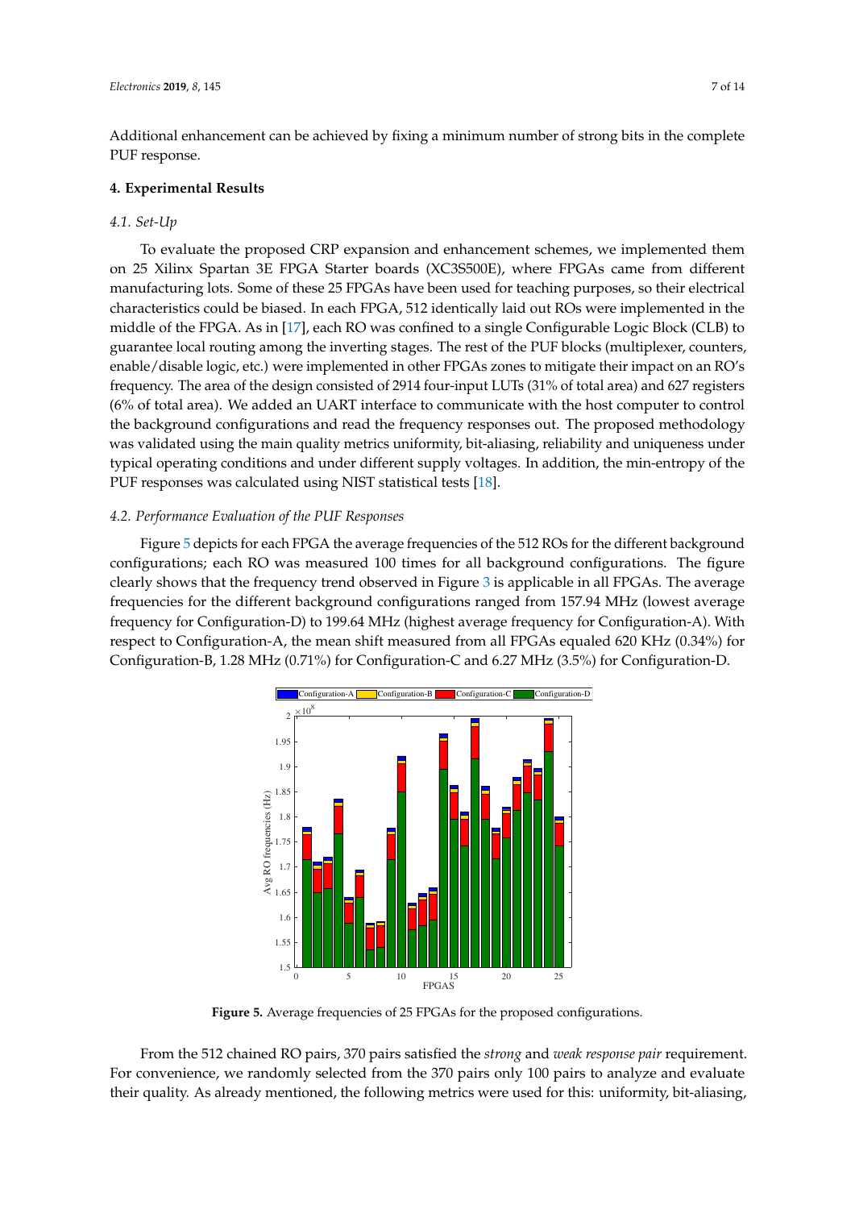Additional enhancement can be achieved by fixing a minimum number of strong bits in the complete PUF response.

## 4. Experimental Results

### 4.1. Set-Up

To evaluate the proposed CRP expansion and enhancement schemes, we implemented them on 25 Xilinx Spartan 3E FPGA Starter boards (XC3S500E), where FPGAs came from different manufacturing lots. Some of these 25 FPGAs have been used for teaching purposes, so their electrical characteristics could be biased. In each FPGA, 512 identically laid out ROs were implemented in the middle of the FPGA. As in [17], each RO was confined to a single Configurable Logic Block (CLB) to guarantee local routing among the inverting stages. The rest of the PUF blocks (multiplexer, counters, enable/disable logic, etc.) were implemented in other FPGAs zones to mitigate their impact on an RO's frequency. The area of the design consisted of 2914 four-input LUTs (31% of total area) and 627 registers (6% of total area). We added an UART interface to communicate with the host computer to control the background configurations and read the frequency responses out. The proposed methodology was validated using the main quality metrics uniformity, bit-aliasing, reliability and uniqueness under typical operating conditions and under different supply voltages. In addition, the min-entropy of the PUF responses was calculated using NIST statistical tests [18].

### 4.2. Performance Evaluation of the PUF Responses

Figure 5 depicts for each FPGA the average frequencies of the 512 ROs for the different background configurations; each RO was measured 100 times for all background configurations. The figure clearly shows that the frequency trend observed in Figure 3 is applicable in all FPGAs. The average frequencies for the different background configurations ranged from 157.94 MHz (lowest average frequency for Configuration-D) to 199.64 MHz (highest average frequency for Configuration-A). With respect to Configuration-A, the mean shift measured from all FPGAs equaled 620 KHz (0.34%) for Configuration-B, 1.28 MHz (0.71%) for Configuration-C and 6.27 MHz (3.5%) for Configuration-D.

**Figure 5.** Average frequencies of 25 FPGAs for the proposed configurations.

From the 512 chained RO pairs, 370 pairs satisfied the *strong* and *weak response pair* requirement. For convenience, we randomly selected from the 370 pairs only 100 pairs to analyze and evaluate their quality. As already mentioned, the following metrics were used for this: uniformity, bit-aliasing,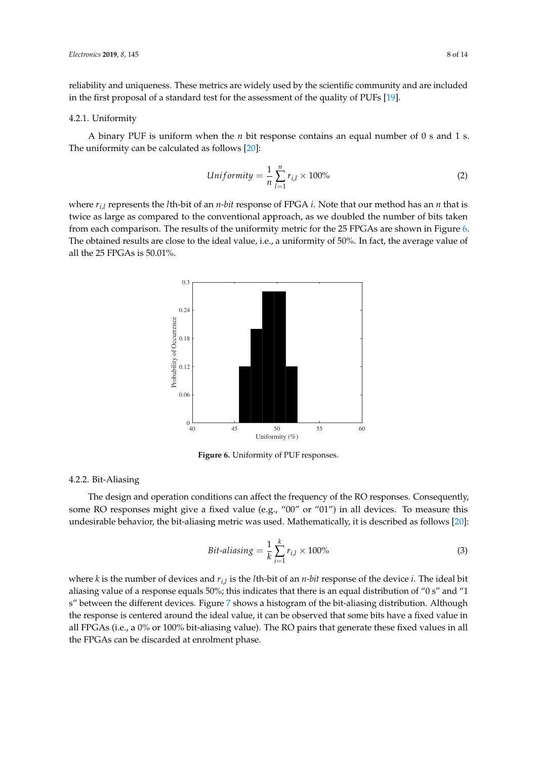reliability and uniqueness. These metrics are widely used by the scientific community and are included in the first proposal of a standard test for the assessment of the quality of PUFs [19].

### 4.2.1. Uniformity

A binary PUF is uniform when the $n$ bit response contains an equal number of 0 s and 1 s. The uniformity can be calculated as follows [20]:

$$Uniformity = \frac{1}{n}\sum_{l=1}^{n} r_{i,l} \times 100\% \tag{2}$$

where $r_{i,l}$ represents the $l$th-bit of an $n$-*bit* response of FPGA $i$. Note that our method has an $n$ that is twice as large as compared to the conventional approach, as we doubled the number of bits taken from each comparison. The results of the uniformity metric for the 25 FPGAs are shown in Figure 6. The obtained results are close to the ideal value, i.e., a uniformity of 50%. In fact, the average value of all the 25 FPGAs is 50.01%.

**Figure 6.** Uniformity of PUF responses.

### 4.2.2. Bit-Aliasing

The design and operation conditions can affect the frequency of the RO responses. Consequently, some RO responses might give a fixed value (e.g., "00" or "01") in all devices. To measure this undesirable behavior, the bit-aliasing metric was used. Mathematically, it is described as follows [20]:

$$Bit\text{-}aliasing = \frac{1}{k}\sum_{i=1}^{k} r_{i,l} \times 100\% \tag{3}$$

where $k$ is the number of devices and $r_{i,l}$ is the $l$th-bit of an $n$-*bit* response of the device $i$. The ideal bit aliasing value of a response equals 50%; this indicates that there is an equal distribution of "0 s" and "1 s" between the different devices. Figure 7 shows a histogram of the bit-aliasing distribution. Although the response is centered around the ideal value, it can be observed that some bits have a fixed value in all FPGAs (i.e., a 0% or 100% bit-aliasing value). The RO pairs that generate these fixed values in all the FPGAs can be discarded at enrolment phase.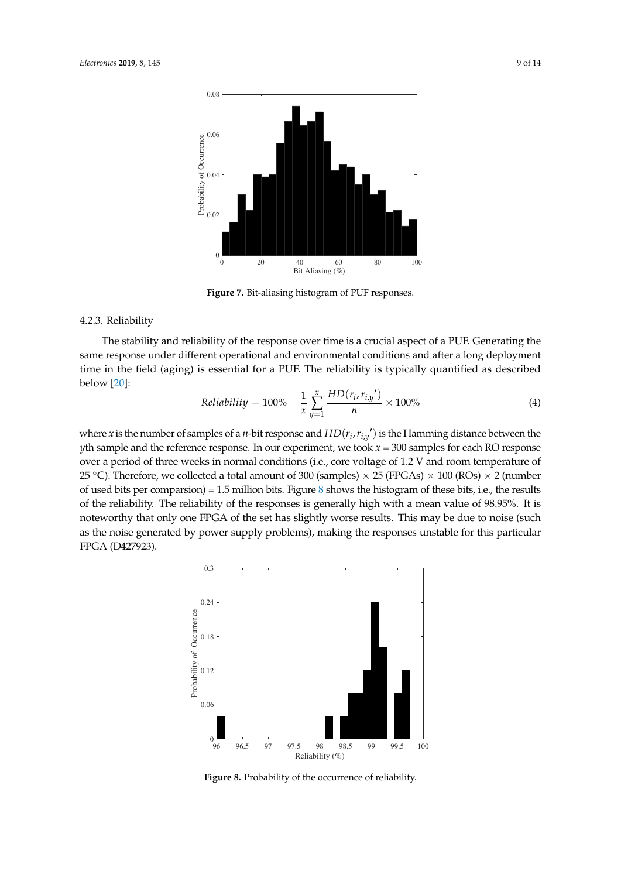**Figure 7.** Bit-aliasing histogram of PUF responses.

#### 4.2.3. Reliability

The stability and reliability of the response over time is a crucial aspect of a PUF. Generating the same response under different operational and environmental conditions and after a long deployment time in the field (aging) is essential for a PUF. The reliability is typically quantified as described below [20]:

$$Reliability = 100\% - \frac{1}{x}\sum_{y=1}^{x}\frac{HD(r_i, r_{i,y}{'})}{n} \times 100\% \quad (4)$$

where $x$ is the number of samples of a $n$-bit response and $HD(r_i, r_{i,y}{'})$ is the Hamming distance between the $y$th sample and the reference response. In our experiment, we took $x$ = 300 samples for each RO response over a period of three weeks in normal conditions (i.e., core voltage of 1.2 V and room temperature of 25 °C). Therefore, we collected a total amount of 300 (samples) × 25 (FPGAs) × 100 (ROs) × 2 (number of used bits per comparison) = 1.5 million bits. Figure 8 shows the histogram of these bits, i.e., the results of the reliability. The reliability of the responses is generally high with a mean value of 98.95%. It is noteworthy that only one FPGA of the set has slightly worse results. This may be due to noise (such as the noise generated by power supply problems), making the responses unstable for this particular FPGA (D427923).

**Figure 8.** Probability of the occurrence of reliability.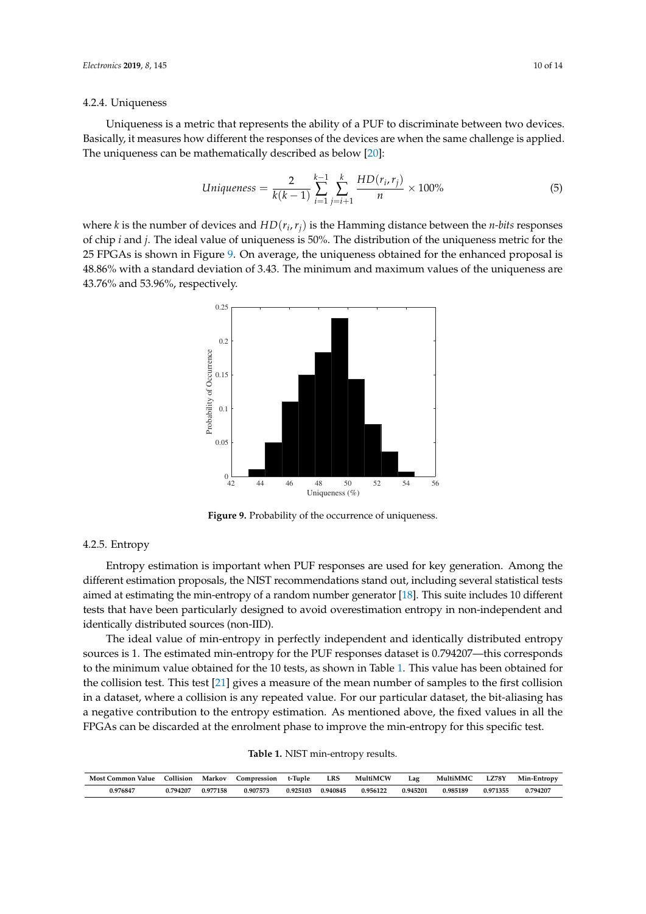#### 4.2.4. Uniqueness

Uniqueness is a metric that represents the ability of a PUF to discriminate between two devices. Basically, it measures how different the responses of the devices are when the same challenge is applied. The uniqueness can be mathematically described as below [20]:

$$Uniqueness = \frac{2}{k(k-1)} \sum_{i=1}^{k-1} \sum_{j=i+1}^{k} \frac{HD(r_i, r_j)}{n} \times 100\% \quad (5)$$

where $k$ is the number of devices and $HD(r_i, r_j)$ is the Hamming distance between the *n-bits* responses of chip $i$ and $j$. The ideal value of uniqueness is 50%. The distribution of the uniqueness metric for the 25 FPGAs is shown in Figure 9. On average, the uniqueness obtained for the enhanced proposal is 48.86% with a standard deviation of 3.43. The minimum and maximum values of the uniqueness are 43.76% and 53.96%, respectively.

**Figure 9.** Probability of the occurrence of uniqueness.

#### 4.2.5. Entropy

Entropy estimation is important when PUF responses are used for key generation. Among the different estimation proposals, the NIST recommendations stand out, including several statistical tests aimed at estimating the min-entropy of a random number generator [18]. This suite includes 10 different tests that have been particularly designed to avoid overestimation entropy in non-independent and identically distributed sources (non-IID).

The ideal value of min-entropy in perfectly independent and identically distributed entropy sources is 1. The estimated min-entropy for the PUF responses dataset is 0.794207—this corresponds to the minimum value obtained for the 10 tests, as shown in Table 1. This value has been obtained for the collision test. This test [21] gives a measure of the mean number of samples to the first collision in a dataset, where a collision is any repeated value. For our particular dataset, the bit-aliasing has a negative contribution to the entropy estimation. As mentioned above, the fixed values in all the FPGAs can be discarded at the enrolment phase to improve the min-entropy for this specific test.

**Table 1.** NIST min-entropy results.

| Most Common Value | Collision | Markov | Compression | t-Tuple | LRS | MultiMCW | Lag | MultiMMC | LZ78Y | Min-Entropy |
|---|---|---|---|---|---|---|---|---|---|---|
| 0.976847 | 0.794207 | 0.977158 | 0.907573 | 0.925103 | 0.940845 | 0.956122 | 0.945201 | 0.985189 | 0.971355 | 0.794207 |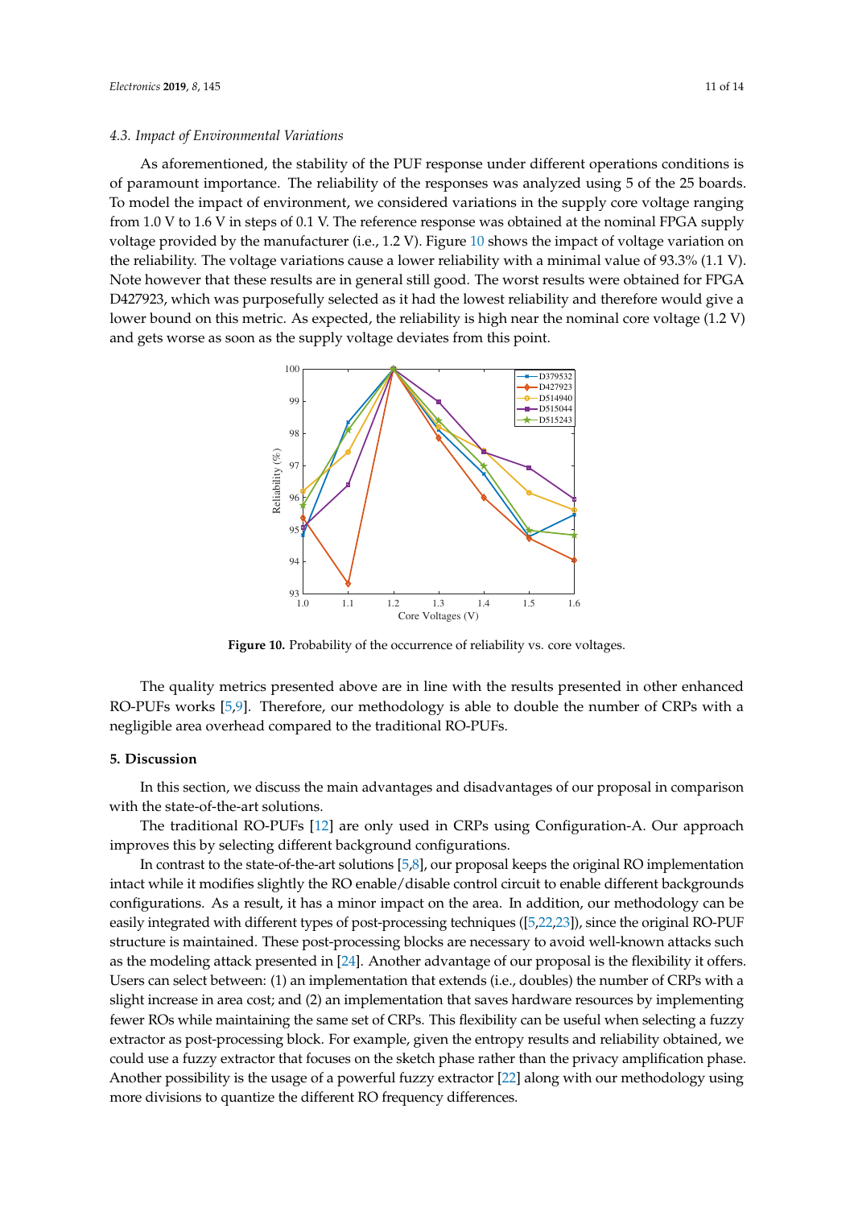### 4.3. Impact of Environmental Variations

As aforementioned, the stability of the PUF response under different operations conditions is of paramount importance. The reliability of the responses was analyzed using 5 of the 25 boards. To model the impact of environment, we considered variations in the supply core voltage ranging from 1.0 V to 1.6 V in steps of 0.1 V. The reference response was obtained at the nominal FPGA supply voltage provided by the manufacturer (i.e., 1.2 V). Figure 10 shows the impact of voltage variation on the reliability. The voltage variations cause a lower reliability with a minimal value of 93.3% (1.1 V). Note however that these results are in general still good. The worst results were obtained for FPGA D427923, which was purposefully selected as it had the lowest reliability and therefore would give a lower bound on this metric. As expected, the reliability is high near the nominal core voltage (1.2 V) and gets worse as soon as the supply voltage deviates from this point.

**Figure 10.** Probability of the occurrence of reliability vs. core voltages.

The quality metrics presented above are in line with the results presented in other enhanced RO-PUFs works [5,9]. Therefore, our methodology is able to double the number of CRPs with a negligible area overhead compared to the traditional RO-PUFs.

## 5. Discussion

In this section, we discuss the main advantages and disadvantages of our proposal in comparison with the state-of-the-art solutions.

The traditional RO-PUFs [12] are only used in CRPs using Configuration-A. Our approach improves this by selecting different background configurations.

In contrast to the state-of-the-art solutions [5,8], our proposal keeps the original RO implementation intact while it modifies slightly the RO enable/disable control circuit to enable different backgrounds configurations. As a result, it has a minor impact on the area. In addition, our methodology can be easily integrated with different types of post-processing techniques ([5,22,23]), since the original RO-PUF structure is maintained. These post-processing blocks are necessary to avoid well-known attacks such as the modeling attack presented in [24]. Another advantage of our proposal is the flexibility it offers. Users can select between: (1) an implementation that extends (i.e., doubles) the number of CRPs with a slight increase in area cost; and (2) an implementation that saves hardware resources by implementing fewer ROs while maintaining the same set of CRPs. This flexibility can be useful when selecting a fuzzy extractor as post-processing block. For example, given the entropy results and reliability obtained, we could use a fuzzy extractor that focuses on the sketch phase rather than the privacy amplification phase. Another possibility is the usage of a powerful fuzzy extractor [22] along with our methodology using more divisions to quantize the different RO frequency differences.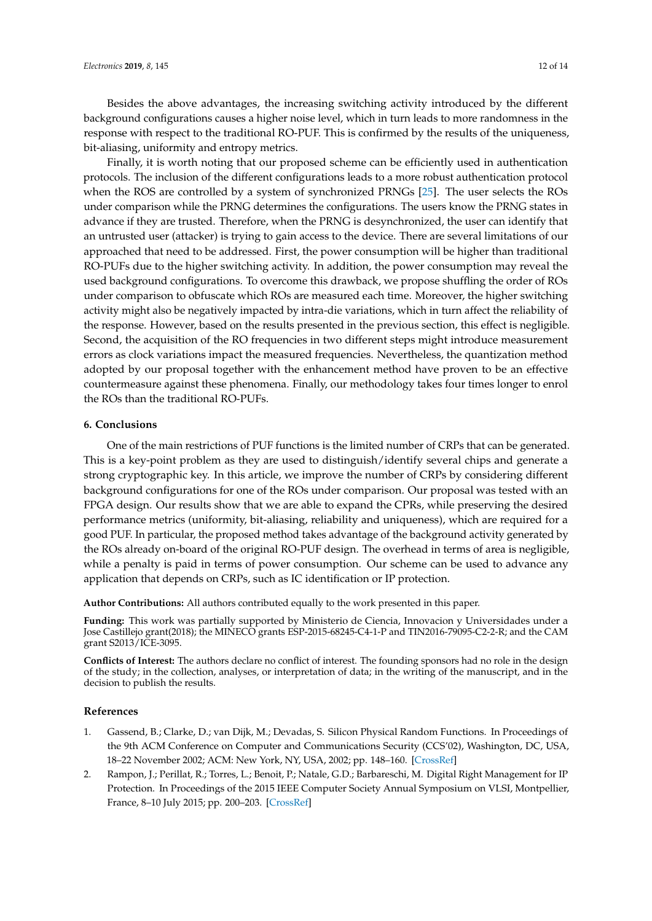Besides the above advantages, the increasing switching activity introduced by the different background configurations causes a higher noise level, which in turn leads to more randomness in the response with respect to the traditional RO-PUF. This is confirmed by the results of the uniqueness, bit-aliasing, uniformity and entropy metrics.

Finally, it is worth noting that our proposed scheme can be efficiently used in authentication protocols. The inclusion of the different configurations leads to a more robust authentication protocol when the ROS are controlled by a system of synchronized PRNGs [25]. The user selects the ROs under comparison while the PRNG determines the configurations. The users know the PRNG states in advance if they are trusted. Therefore, when the PRNG is desynchronized, the user can identify that an untrusted user (attacker) is trying to gain access to the device. There are several limitations of our approached that need to be addressed. First, the power consumption will be higher than traditional RO-PUFs due to the higher switching activity. In addition, the power consumption may reveal the used background configurations. To overcome this drawback, we propose shuffling the order of ROs under comparison to obfuscate which ROs are measured each time. Moreover, the higher switching activity might also be negatively impacted by intra-die variations, which in turn affect the reliability of the response. However, based on the results presented in the previous section, this effect is negligible. Second, the acquisition of the RO frequencies in two different steps might introduce measurement errors as clock variations impact the measured frequencies. Nevertheless, the quantization method adopted by our proposal together with the enhancement method have proven to be an effective countermeasure against these phenomena. Finally, our methodology takes four times longer to enrol the ROs than the traditional RO-PUFs.

## 6. Conclusions

One of the main restrictions of PUF functions is the limited number of CRPs that can be generated. This is a key-point problem as they are used to distinguish/identify several chips and generate a strong cryptographic key. In this article, we improve the number of CRPs by considering different background configurations for one of the ROs under comparison. Our proposal was tested with an FPGA design. Our results show that we are able to expand the CPRs, while preserving the desired performance metrics (uniformity, bit-aliasing, reliability and uniqueness), which are required for a good PUF. In particular, the proposed method takes advantage of the background activity generated by the ROs already on-board of the original RO-PUF design. The overhead in terms of area is negligible, while a penalty is paid in terms of power consumption. Our scheme can be used to advance any application that depends on CRPs, such as IC identification or IP protection.

**Author Contributions:** All authors contributed equally to the work presented in this paper.

**Funding:** This work was partially supported by Ministerio de Ciencia, Innovacion y Universidades under a Jose Castillejo grant(2018); the MINECO grants ESP-2015-68245-C4-1-P and TIN2016-79095-C2-2-R; and the CAM grant S2013/ICE-3095.

**Conflicts of Interest:** The authors declare no conflict of interest. The founding sponsors had no role in the design of the study; in the collection, analyses, or interpretation of data; in the writing of the manuscript, and in the decision to publish the results.

## References

1. Gassend, B.; Clarke, D.; van Dijk, M.; Devadas, S. Silicon Physical Random Functions. In Proceedings of the 9th ACM Conference on Computer and Communications Security (CCS'02), Washington, DC, USA, 18–22 November 2002; ACM: New York, NY, USA, 2002; pp. 148–160. [CrossRef]
2. Rampon, J.; Perillat, R.; Torres, L.; Benoit, P.; Natale, G.D.; Barbareschi, M. Digital Right Management for IP Protection. In Proceedings of the 2015 IEEE Computer Society Annual Symposium on VLSI, Montpellier, France, 8–10 July 2015; pp. 200–203. [CrossRef]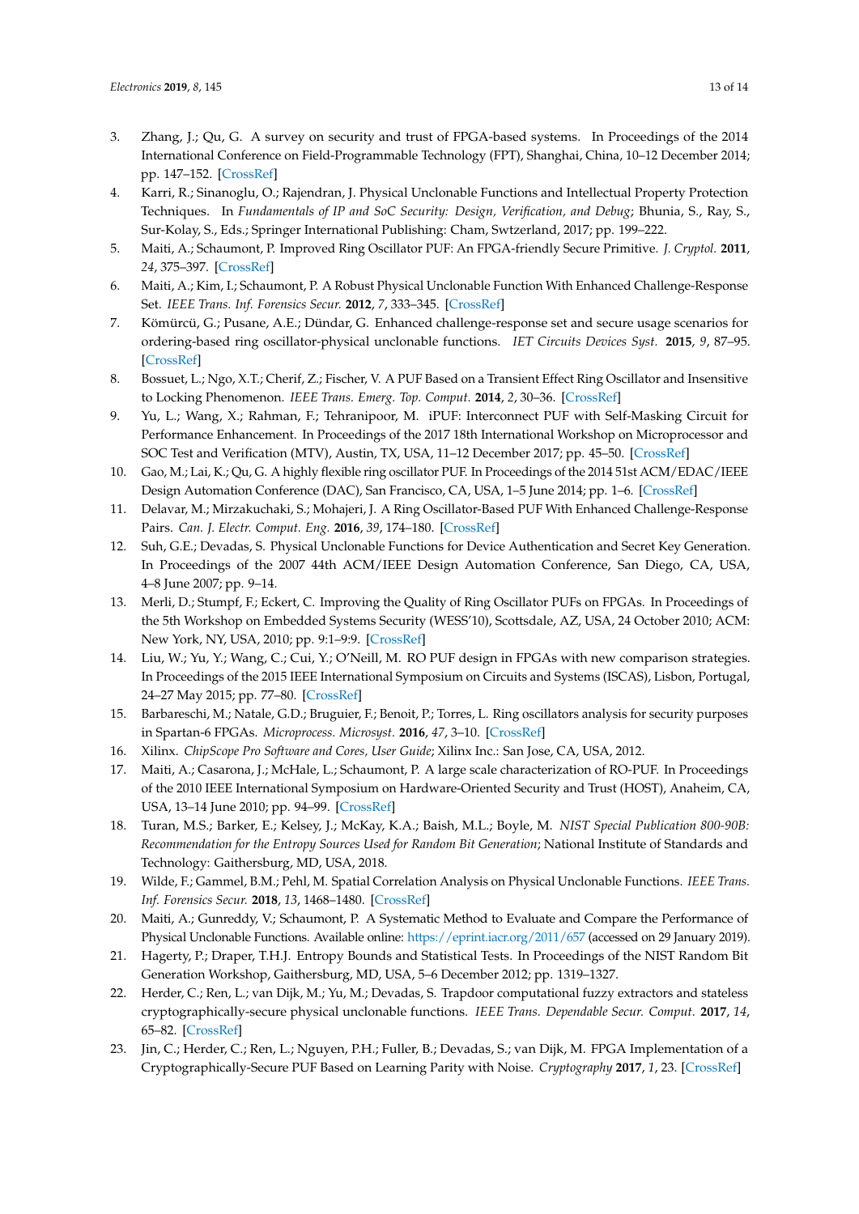3. Zhang, J.; Qu, G. A survey on security and trust of FPGA-based systems. In Proceedings of the 2014 International Conference on Field-Programmable Technology (FPT), Shanghai, China, 10–12 December 2014; pp. 147–152. [CrossRef]
4. Karri, R.; Sinanoglu, O.; Rajendran, J. Physical Unclonable Functions and Intellectual Property Protection Techniques. In *Fundamentals of IP and SoC Security: Design, Verification, and Debug*; Bhunia, S., Ray, S., Sur-Kolay, S., Eds.; Springer International Publishing: Cham, Swtzerland, 2017; pp. 199–222.
5. Maiti, A.; Schaumont, P. Improved Ring Oscillator PUF: An FPGA-friendly Secure Primitive. *J. Cryptol.* **2011**, *24*, 375–397. [CrossRef]
6. Maiti, A.; Kim, I.; Schaumont, P. A Robust Physical Unclonable Function With Enhanced Challenge-Response Set. *IEEE Trans. Inf. Forensics Secur.* **2012**, *7*, 333–345. [CrossRef]
7. Kömürcü, G.; Pusane, A.E.; Dündar, G. Enhanced challenge-response set and secure usage scenarios for ordering-based ring oscillator-physical unclonable functions. *IET Circuits Devices Syst.* **2015**, *9*, 87–95. [CrossRef]
8. Bossuet, L.; Ngo, X.T.; Cherif, Z.; Fischer, V. A PUF Based on a Transient Effect Ring Oscillator and Insensitive to Locking Phenomenon. *IEEE Trans. Emerg. Top. Comput.* **2014**, *2*, 30–36. [CrossRef]
9. Yu, L.; Wang, X.; Rahman, F.; Tehranipoor, M. iPUF: Interconnect PUF with Self-Masking Circuit for Performance Enhancement. In Proceedings of the 2017 18th International Workshop on Microprocessor and SOC Test and Verification (MTV), Austin, TX, USA, 11–12 December 2017; pp. 45–50. [CrossRef]
10. Gao, M.; Lai, K.; Qu, G. A highly flexible ring oscillator PUF. In Proceedings of the 2014 51st ACM/EDAC/IEEE Design Automation Conference (DAC), San Francisco, CA, USA, 1–5 June 2014; pp. 1–6. [CrossRef]
11. Delavar, M.; Mirzakuchaki, S.; Mohajeri, J. A Ring Oscillator-Based PUF With Enhanced Challenge-Response Pairs. *Can. J. Electr. Comput. Eng.* **2016**, *39*, 174–180. [CrossRef]
12. Suh, G.E.; Devadas, S. Physical Unclonable Functions for Device Authentication and Secret Key Generation. In Proceedings of the 2007 44th ACM/IEEE Design Automation Conference, San Diego, CA, USA, 4–8 June 2007; pp. 9–14.
13. Merli, D.; Stumpf, F.; Eckert, C. Improving the Quality of Ring Oscillator PUFs on FPGAs. In Proceedings of the 5th Workshop on Embedded Systems Security (WESS'10), Scottsdale, AZ, USA, 24 October 2010; ACM: New York, NY, USA, 2010; pp. 9:1–9:9. [CrossRef]
14. Liu, W.; Yu, Y.; Wang, C.; Cui, Y.; O'Neill, M. RO PUF design in FPGAs with new comparison strategies. In Proceedings of the 2015 IEEE International Symposium on Circuits and Systems (ISCAS), Lisbon, Portugal, 24–27 May 2015; pp. 77–80. [CrossRef]
15. Barbareschi, M.; Natale, G.D.; Bruguier, F.; Benoit, P.; Torres, L. Ring oscillators analysis for security purposes in Spartan-6 FPGAs. *Microprocess. Microsyst.* **2016**, *47*, 3–10. [CrossRef]
16. Xilinx. *ChipScope Pro Software and Cores, User Guide*; Xilinx Inc.: San Jose, CA, USA, 2012.
17. Maiti, A.; Casarona, J.; McHale, L.; Schaumont, P. A large scale characterization of RO-PUF. In Proceedings of the 2010 IEEE International Symposium on Hardware-Oriented Security and Trust (HOST), Anaheim, CA, USA, 13–14 June 2010; pp. 94–99. [CrossRef]
18. Turan, M.S.; Barker, E.; Kelsey, J.; McKay, K.A.; Baish, M.L.; Boyle, M. *NIST Special Publication 800-90B: Recommendation for the Entropy Sources Used for Random Bit Generation*; National Institute of Standards and Technology: Gaithersburg, MD, USA, 2018.
19. Wilde, F.; Gammel, B.M.; Pehl, M. Spatial Correlation Analysis on Physical Unclonable Functions. *IEEE Trans. Inf. Forensics Secur.* **2018**, *13*, 1468–1480. [CrossRef]
20. Maiti, A.; Gunreddy, V.; Schaumont, P. A Systematic Method to Evaluate and Compare the Performance of Physical Unclonable Functions. Available online: https://eprint.iacr.org/2011/657 (accessed on 29 January 2019).
21. Hagerty, P.; Draper, T.H.J. Entropy Bounds and Statistical Tests. In Proceedings of the NIST Random Bit Generation Workshop, Gaithersburg, MD, USA, 5–6 December 2012; pp. 1319–1327.
22. Herder, C.; Ren, L.; van Dijk, M.; Yu, M.; Devadas, S. Trapdoor computational fuzzy extractors and stateless cryptographically-secure physical unclonable functions. *IEEE Trans. Dependable Secur. Comput.* **2017**, *14*, 65–82. [CrossRef]
23. Jin, C.; Herder, C.; Ren, L.; Nguyen, P.H.; Fuller, B.; Devadas, S.; van Dijk, M. FPGA Implementation of a Cryptographically-Secure PUF Based on Learning Parity with Noise. *Cryptography* **2017**, *1*, 23. [CrossRef]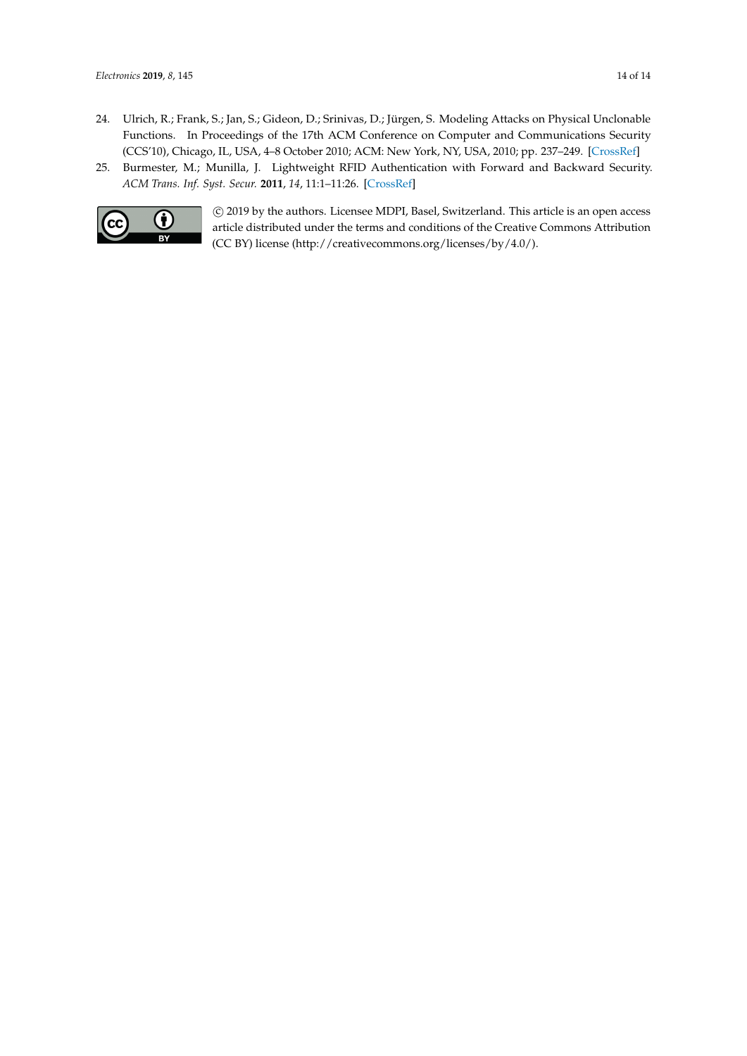24. Ulrich, R.; Frank, S.; Jan, S.; Gideon, D.; Srinivas, D.; Jürgen, S. Modeling Attacks on Physical Unclonable Functions. In Proceedings of the 17th ACM Conference on Computer and Communications Security (CCS'10), Chicago, IL, USA, 4–8 October 2010; ACM: New York, NY, USA, 2010; pp. 237–249. [CrossRef]
25. Burmester, M.; Munilla, J. Lightweight RFID Authentication with Forward and Backward Security. *ACM Trans. Inf. Syst. Secur.* **2011**, *14*, 11:1–11:26. [CrossRef]

© 2019 by the authors. Licensee MDPI, Basel, Switzerland. This article is an open access article distributed under the terms and conditions of the Creative Commons Attribution (CC BY) license (http://creativecommons.org/licenses/by/4.0/).